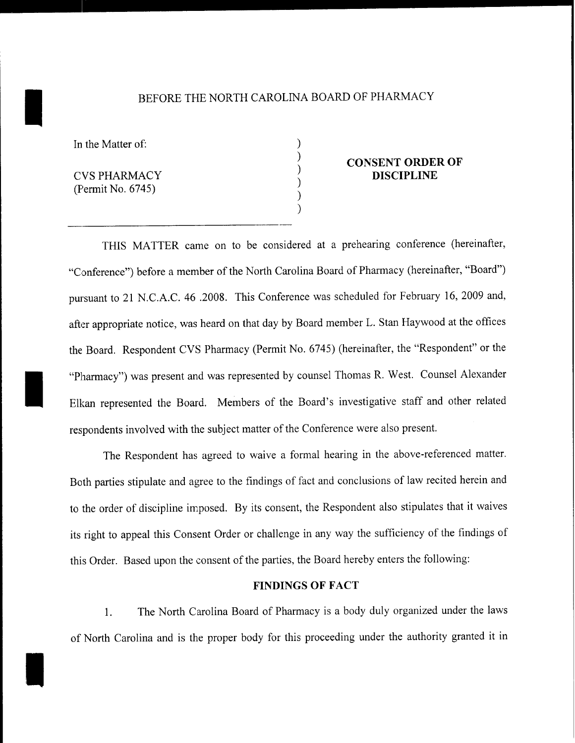BEFORE THE NORTH CAROLINA BOARD OF PHARMACY

In the Matter of:

CVS PHARMACY
(Permit No. 6745)

**CONSENT ORDER OF DISCIPLINE**

THIS MATTER came on to be considered at a prehearing conference (hereinafter, "Conference") before a member of the North Carolina Board of Pharmacy (hereinafter, "Board") pursuant to 21 N.C.A.C. 46 .2008. This Conference was scheduled for February 16, 2009 and, after appropriate notice, was heard on that day by Board member L. Stan Haywood at the offices the Board. Respondent CVS Pharmacy (Permit No. 6745) (hereinafter, the "Respondent" or the "Pharmacy") was present and was represented by counsel Thomas R. West. Counsel Alexander Elkan represented the Board. Members of the Board's investigative staff and other related respondents involved with the subject matter of the Conference were also present.

The Respondent has agreed to waive a formal hearing in the above-referenced matter. Both parties stipulate and agree to the findings of fact and conclusions of law recited herein and to the order of discipline imposed. By its consent, the Respondent also stipulates that it waives its right to appeal this Consent Order or challenge in any way the sufficiency of the findings of this Order. Based upon the consent of the parties, the Board hereby enters the following:

**FINDINGS OF FACT**

1. The North Carolina Board of Pharmacy is a body duly organized under the laws of North Carolina and is the proper body for this proceeding under the authority granted it in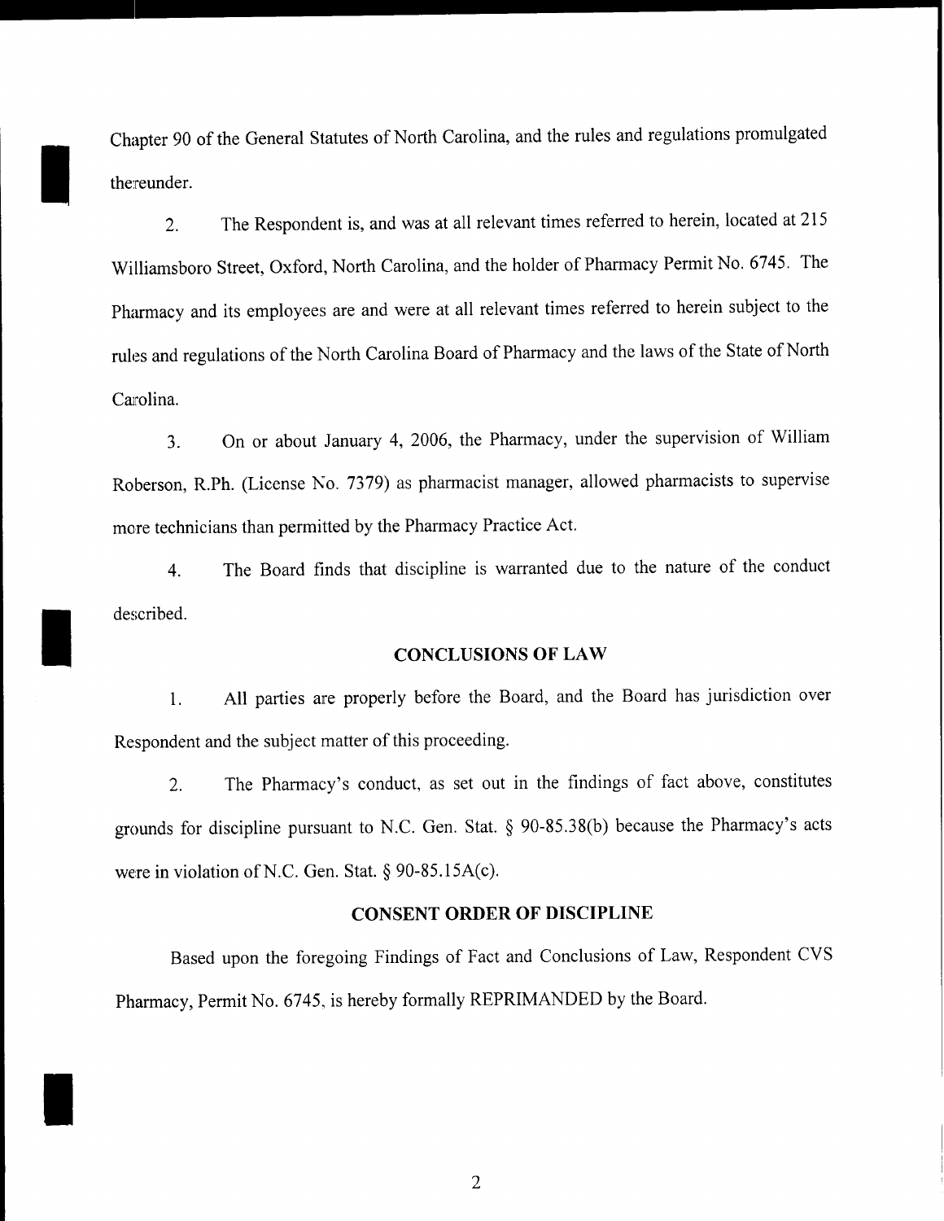Chapter 90 of the General Statutes of North Carolina, and the rules and regulations promulgated thereunder.

2. The Respondent is, and was at all relevant times referred to herein, located at 215 Williamsboro Street, Oxford, North Carolina, and the holder of Pharmacy Permit No. 6745. The Pharmacy and its employees are and were at all relevant times referred to herein subject to the rules and regulations of the North Carolina Board of Pharmacy and the laws of the State of North Carolina.

3. On or about January 4, 2006, the Pharmacy, under the supervision of William Roberson, R.Ph. (License No. 7379) as pharmacist manager, allowed pharmacists to supervise more technicians than permitted by the Pharmacy Practice Act.

4. The Board finds that discipline is warranted due to the nature of the conduct described.

## CONCLUSIONS OF LAW

1. All parties are properly before the Board, and the Board has jurisdiction over Respondent and the subject matter of this proceeding.

2. The Pharmacy's conduct, as set out in the findings of fact above, constitutes grounds for discipline pursuant to N.C. Gen. Stat. § 90-85.38(b) because the Pharmacy's acts were in violation of N.C. Gen. Stat. § 90-85.15A(c).

## CONSENT ORDER OF DISCIPLINE

Based upon the foregoing Findings of Fact and Conclusions of Law, Respondent CVS Pharmacy, Permit No. 6745, is hereby formally REPRIMANDED by the Board.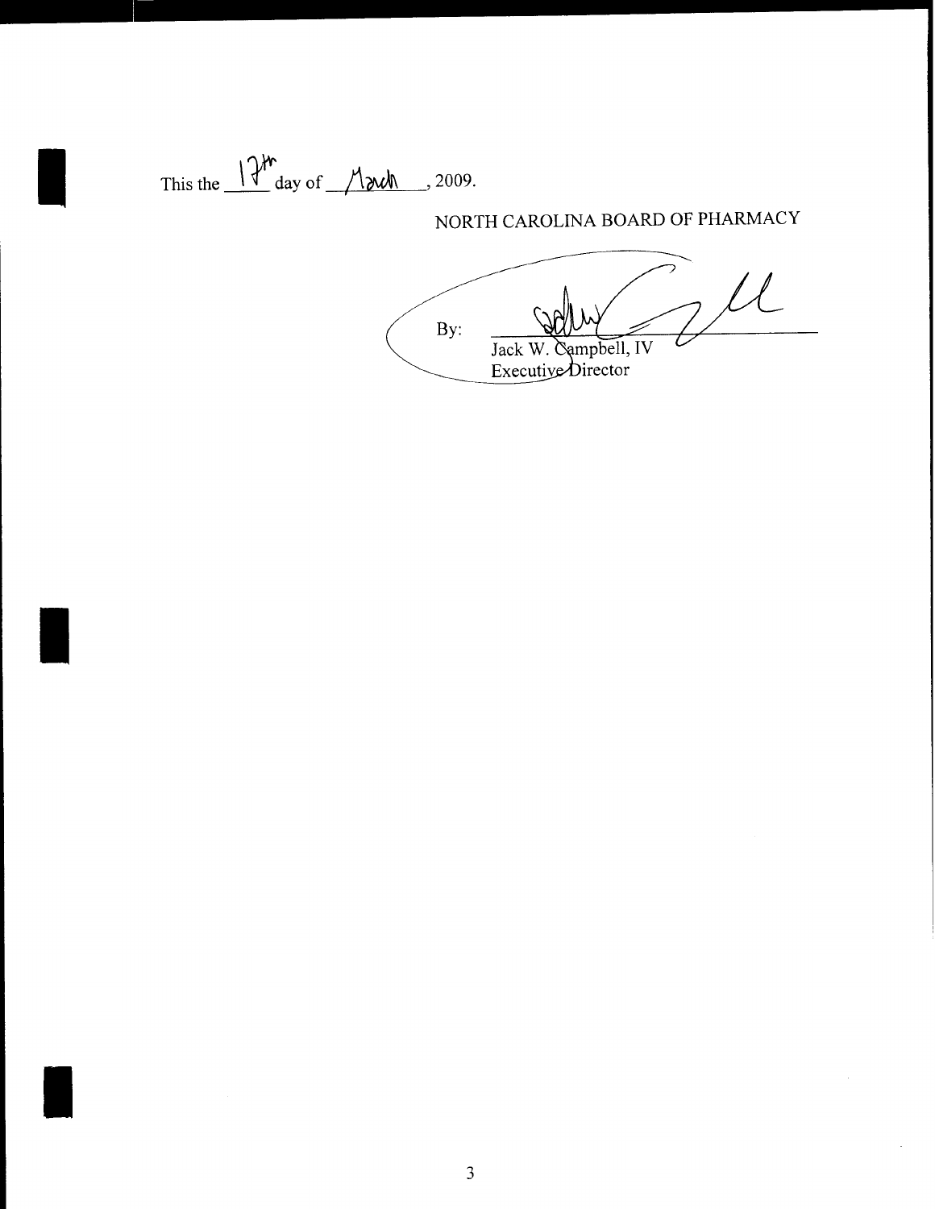This the 17th day of March, 2009.

NORTH CAROLINA BOARD OF PHARMACY

By: ______________________________
Jack W. Campbell, IV
Executive Director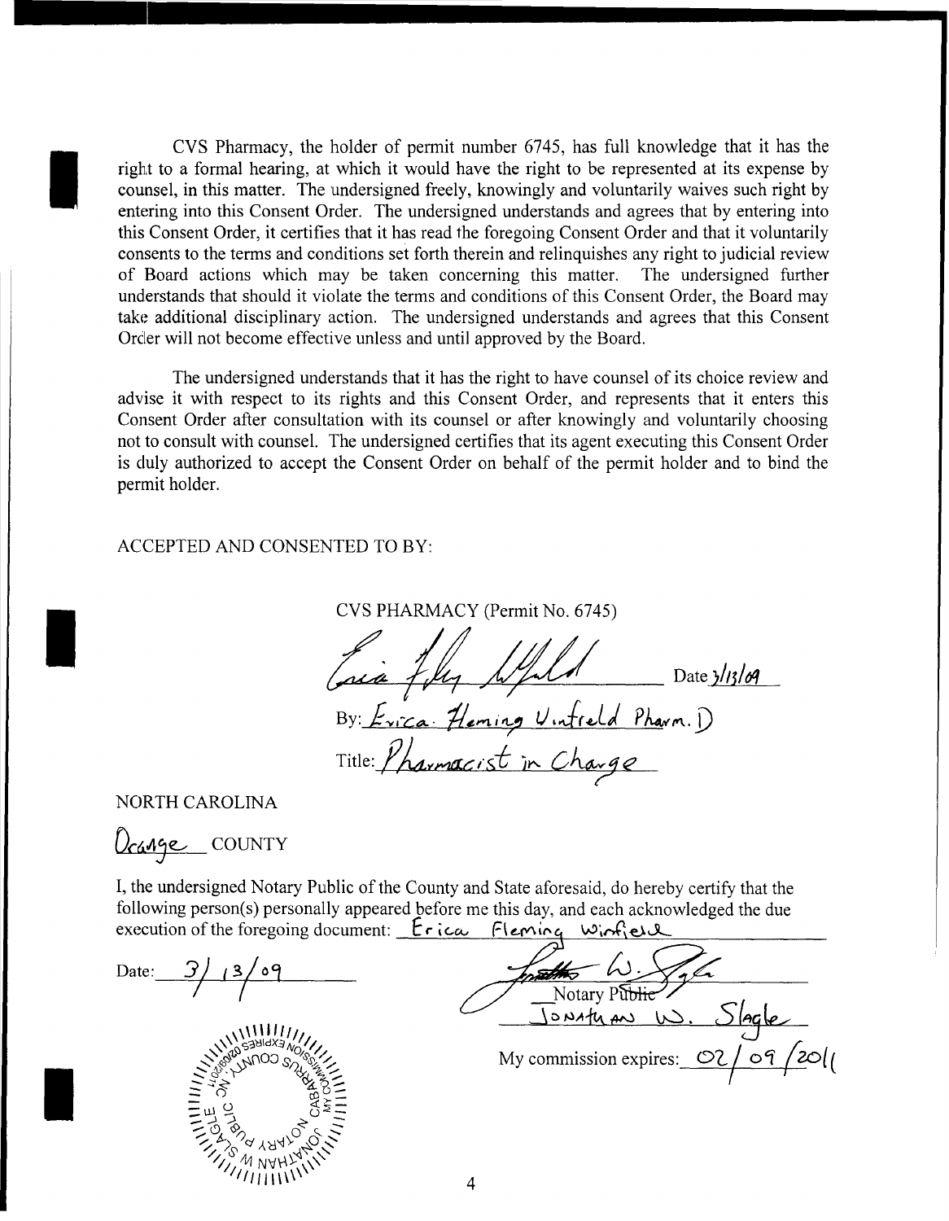CVS Pharmacy, the holder of permit number 6745, has full knowledge that it has the right to a formal hearing, at which it would have the right to be represented at its expense by counsel, in this matter. The undersigned freely, knowingly and voluntarily waives such right by entering into this Consent Order. The undersigned understands and agrees that by entering into this Consent Order, it certifies that it has read the foregoing Consent Order and that it voluntarily consents to the terms and conditions set forth therein and relinquishes any right to judicial review of Board actions which may be taken concerning this matter. The undersigned further understands that should it violate the terms and conditions of this Consent Order, the Board may take additional disciplinary action. The undersigned understands and agrees that this Consent Order will not become effective unless and until approved by the Board.

The undersigned understands that it has the right to have counsel of its choice review and advise it with respect to its rights and this Consent Order, and represents that it enters this Consent Order after consultation with its counsel or after knowingly and voluntarily choosing not to consult with counsel. The undersigned certifies that its agent executing this Consent Order is duly authorized to accept the Consent Order on behalf of the permit holder and to bind the permit holder.

ACCEPTED AND CONSENTED TO BY:

CVS PHARMACY (Permit No. 6745)

[signature] Date 3/13/09

By: Erica Fleming Winfield Pharm.D

Title: Pharmacist in Charge

NORTH CAROLINA

Orange COUNTY

I, the undersigned Notary Public of the County and State aforesaid, do hereby certify that the following person(s) personally appeared before me this day, and each acknowledged the due execution of the foregoing document: Erica Fleming Winfield

Date: 3/13/09

[signature]
Notary Public
Jonathan W. Slagle

My commission expires: 02/09/2011

[Seal: Jonathan W. Slagle, Notary Public, Cabarrus County, NC, My Commission Expires 02/09/2011]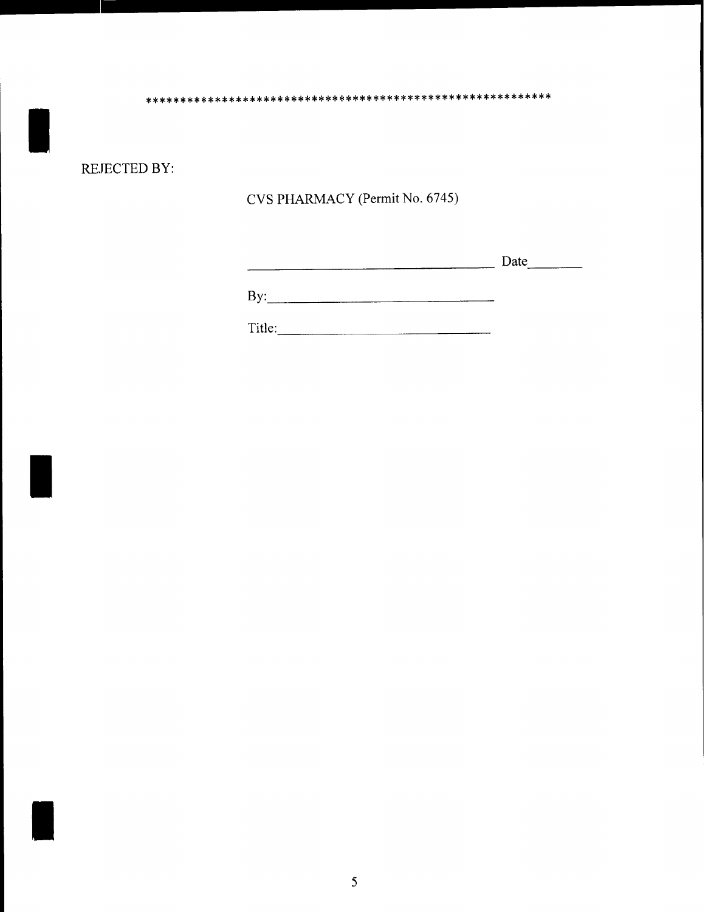\*\*\*\*\*\*\*\*\*\*\*\*\*\*\*\*\*\*\*\*\*\*\*\*\*\*\*\*\*\*\*\*\*\*\*\*\*\*\*\*\*\*\*\*\*\*\*\*\*\*\*\*\*\*\*\*\*\*\*\*\*\*

REJECTED BY:

CVS PHARMACY (Permit No. 6745)

\_\_\_\_\_\_\_\_\_\_\_\_\_\_\_\_\_\_\_\_\_\_\_\_\_\_\_\_\_\_\_\_\_\_\_ Date\_\_\_\_\_\_\_\_

By:\_\_\_\_\_\_\_\_\_\_\_\_\_\_\_\_\_\_\_\_\_\_\_\_\_\_\_\_\_\_\_\_

Title:\_\_\_\_\_\_\_\_\_\_\_\_\_\_\_\_\_\_\_\_\_\_\_\_\_\_\_\_\_\_